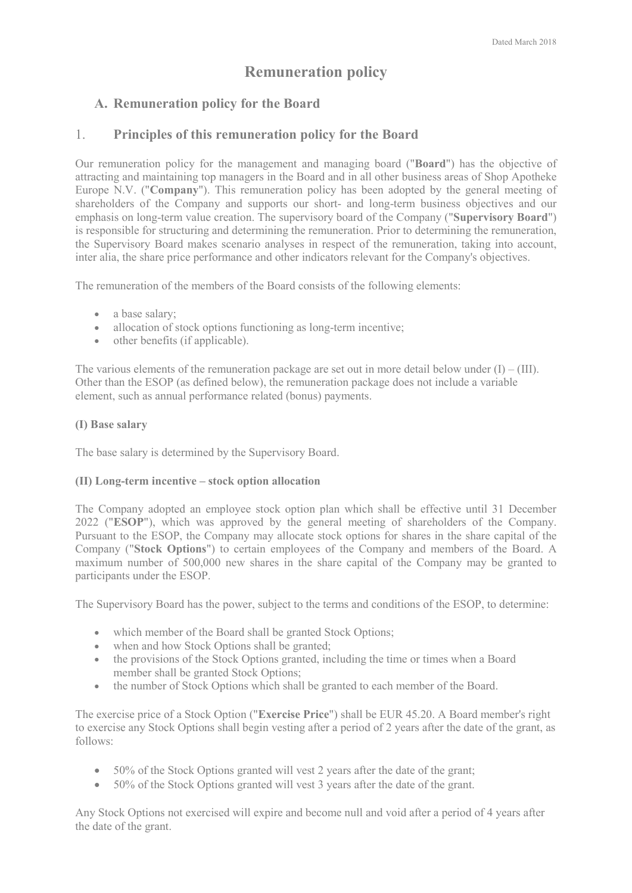Dated March 2018

# Remuneration policy

## A. Remuneration policy for the Board

## 1. Principles of this remuneration policy for the Board

Our remuneration policy for the management and managing board ("**Board**") has the objective of attracting and maintaining top managers in the Board and in all other business areas of Shop Apotheke Europe N.V. ("**Company**"). This remuneration policy has been adopted by the general meeting of shareholders of the Company and supports our short- and long-term business objectives and our emphasis on long-term value creation. The supervisory board of the Company ("**Supervisory Board**") is responsible for structuring and determining the remuneration. Prior to determining the remuneration, the Supervisory Board makes scenario analyses in respect of the remuneration, taking into account, inter alia, the share price performance and other indicators relevant for the Company's objectives.

The remuneration of the members of the Board consists of the following elements:

- a base salary;
- allocation of stock options functioning as long-term incentive;
- other benefits (if applicable).

The various elements of the remuneration package are set out in more detail below under (I) – (III). Other than the ESOP (as defined below), the remuneration package does not include a variable element, such as annual performance related (bonus) payments.

**(I) Base salary**

The base salary is determined by the Supervisory Board.

**(II) Long-term incentive – stock option allocation**

The Company adopted an employee stock option plan which shall be effective until 31 December 2022 ("**ESOP**"), which was approved by the general meeting of shareholders of the Company. Pursuant to the ESOP, the Company may allocate stock options for shares in the share capital of the Company ("**Stock Options**") to certain employees of the Company and members of the Board. A maximum number of 500,000 new shares in the share capital of the Company may be granted to participants under the ESOP.

The Supervisory Board has the power, subject to the terms and conditions of the ESOP, to determine:

- which member of the Board shall be granted Stock Options;
- when and how Stock Options shall be granted;
- the provisions of the Stock Options granted, including the time or times when a Board member shall be granted Stock Options;
- the number of Stock Options which shall be granted to each member of the Board.

The exercise price of a Stock Option ("**Exercise Price**") shall be EUR 45.20. A Board member's right to exercise any Stock Options shall begin vesting after a period of 2 years after the date of the grant, as follows:

- 50% of the Stock Options granted will vest 2 years after the date of the grant;
- 50% of the Stock Options granted will vest 3 years after the date of the grant.

Any Stock Options not exercised will expire and become null and void after a period of 4 years after the date of the grant.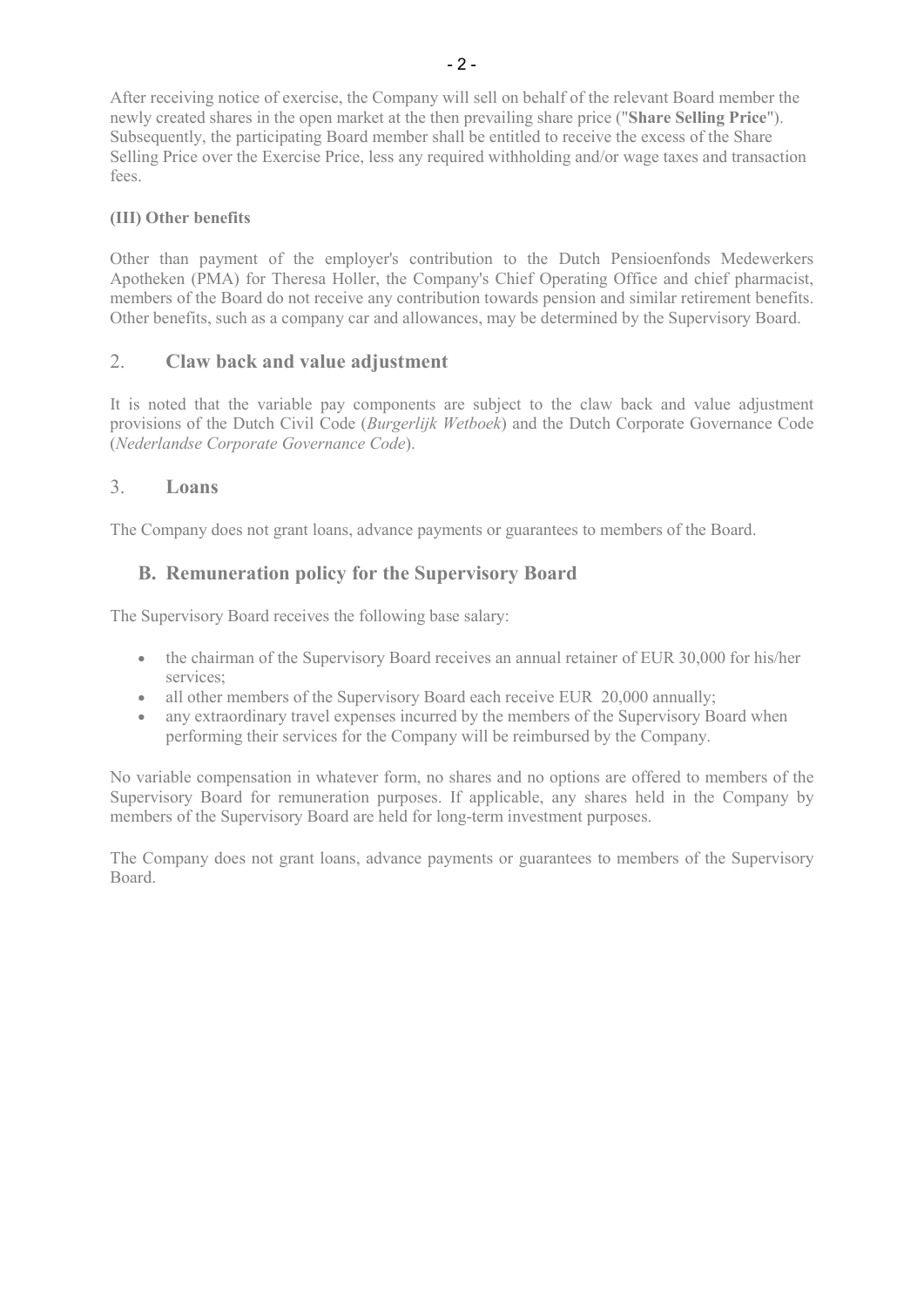After receiving notice of exercise, the Company will sell on behalf of the relevant Board member the newly created shares in the open market at the then prevailing share price ("**Share Selling Price**"). Subsequently, the participating Board member shall be entitled to receive the excess of the Share Selling Price over the Exercise Price, less any required withholding and/or wage taxes and transaction fees.

**(III) Other benefits**

Other than payment of the employer's contribution to the Dutch Pensioenfonds Medewerkers Apotheken (PMA) for Theresa Holler, the Company's Chief Operating Office and chief pharmacist, members of the Board do not receive any contribution towards pension and similar retirement benefits. Other benefits, such as a company car and allowances, may be determined by the Supervisory Board.

## 2. Claw back and value adjustment

It is noted that the variable pay components are subject to the claw back and value adjustment provisions of the Dutch Civil Code (*Burgerlijk Wetboek*) and the Dutch Corporate Governance Code (*Nederlandse Corporate Governance Code*).

## 3. Loans

The Company does not grant loans, advance payments or guarantees to members of the Board.

# B. Remuneration policy for the Supervisory Board

The Supervisory Board receives the following base salary:

- the chairman of the Supervisory Board receives an annual retainer of EUR 30,000 for his/her services;
- all other members of the Supervisory Board each receive EUR 20,000 annually;
- any extraordinary travel expenses incurred by the members of the Supervisory Board when performing their services for the Company will be reimbursed by the Company.

No variable compensation in whatever form, no shares and no options are offered to members of the Supervisory Board for remuneration purposes. If applicable, any shares held in the Company by members of the Supervisory Board are held for long-term investment purposes.

The Company does not grant loans, advance payments or guarantees to members of the Supervisory Board.